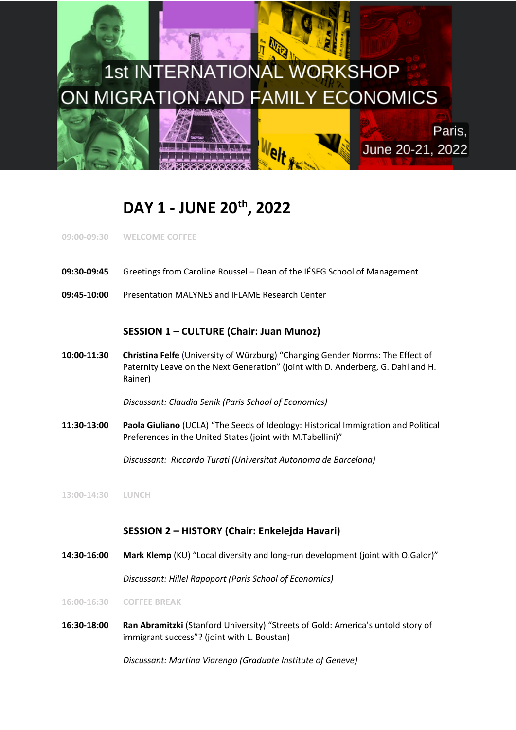# 1st INTERNATIONAL WORKSHOP ON MIGRATION AND FAMILY ECONOMICS

Paris, June 20-21, 2022

## DAY 1 - JUNE 20th, 2022

09:00-09:30 WELCOME COFFEE

**09:30-09:45** Greetings from Caroline Roussel – Dean of the IÉSEG School of Management

**09:45-10:00** Presentation MALYNES and IFLAME Research Center

### SESSION 1 – CULTURE (Chair: Juan Munoz)

**10:00-11:30** **Christina Felfe** (University of Würzburg) "Changing Gender Norms: The Effect of Paternity Leave on the Next Generation" (joint with D. Anderberg, G. Dahl and H. Rainer)

*Discussant: Claudia Senik (Paris School of Economics)*

**11:30-13:00** **Paola Giuliano** (UCLA) "The Seeds of Ideology: Historical Immigration and Political Preferences in the United States (joint with M.Tabellini)"

*Discussant: Riccardo Turati (Universitat Autonoma de Barcelona)*

13:00-14:30 LUNCH

### SESSION 2 – HISTORY (Chair: Enkelejda Havari)

**14:30-16:00** **Mark Klemp** (KU) "Local diversity and long-run development (joint with O.Galor)"

*Discussant: Hillel Rapoport (Paris School of Economics)*

16:00-16:30 COFFEE BREAK

**16:30-18:00** **Ran Abramitzki** (Stanford University) "Streets of Gold: America's untold story of immigrant success"? (joint with L. Boustan)

*Discussant: Martina Viarengo (Graduate Institute of Geneve)*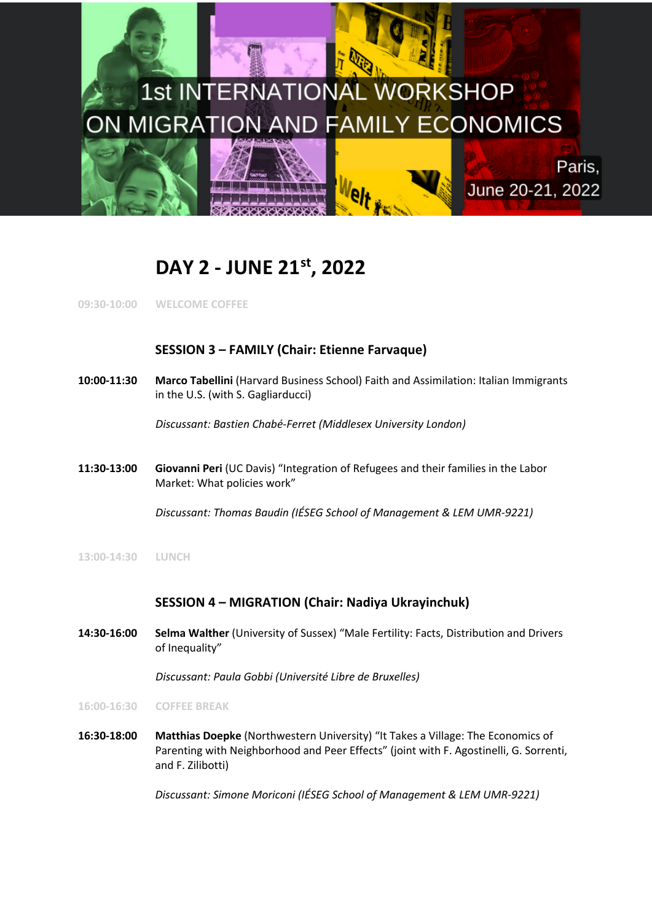# 1st INTERNATIONAL WORKSHOP ON MIGRATION AND FAMILY ECONOMICS

Paris, June 20-21, 2022

## DAY 2 - JUNE 21st, 2022

09:30-10:00 WELCOME COFFEE

### SESSION 3 – FAMILY (Chair: Etienne Farvaque)

**10:00-11:30** **Marco Tabellini** (Harvard Business School) Faith and Assimilation: Italian Immigrants in the U.S. (with S. Gagliarducci)

*Discussant: Bastien Chabé-Ferret (Middlesex University London)*

**11:30-13:00** **Giovanni Peri** (UC Davis) "Integration of Refugees and their families in the Labor Market: What policies work"

*Discussant: Thomas Baudin (IÉSEG School of Management & LEM UMR-9221)*

13:00-14:30 LUNCH

### SESSION 4 – MIGRATION (Chair: Nadiya Ukrayinchuk)

**14:30-16:00** **Selma Walther** (University of Sussex) "Male Fertility: Facts, Distribution and Drivers of Inequality"

*Discussant: Paula Gobbi (Université Libre de Bruxelles)*

16:00-16:30 COFFEE BREAK

**16:30-18:00** **Matthias Doepke** (Northwestern University) "It Takes a Village: The Economics of Parenting with Neighborhood and Peer Effects" (joint with F. Agostinelli, G. Sorrenti, and F. Zilibotti)

*Discussant: Simone Moriconi (IÉSEG School of Management & LEM UMR-9221)*